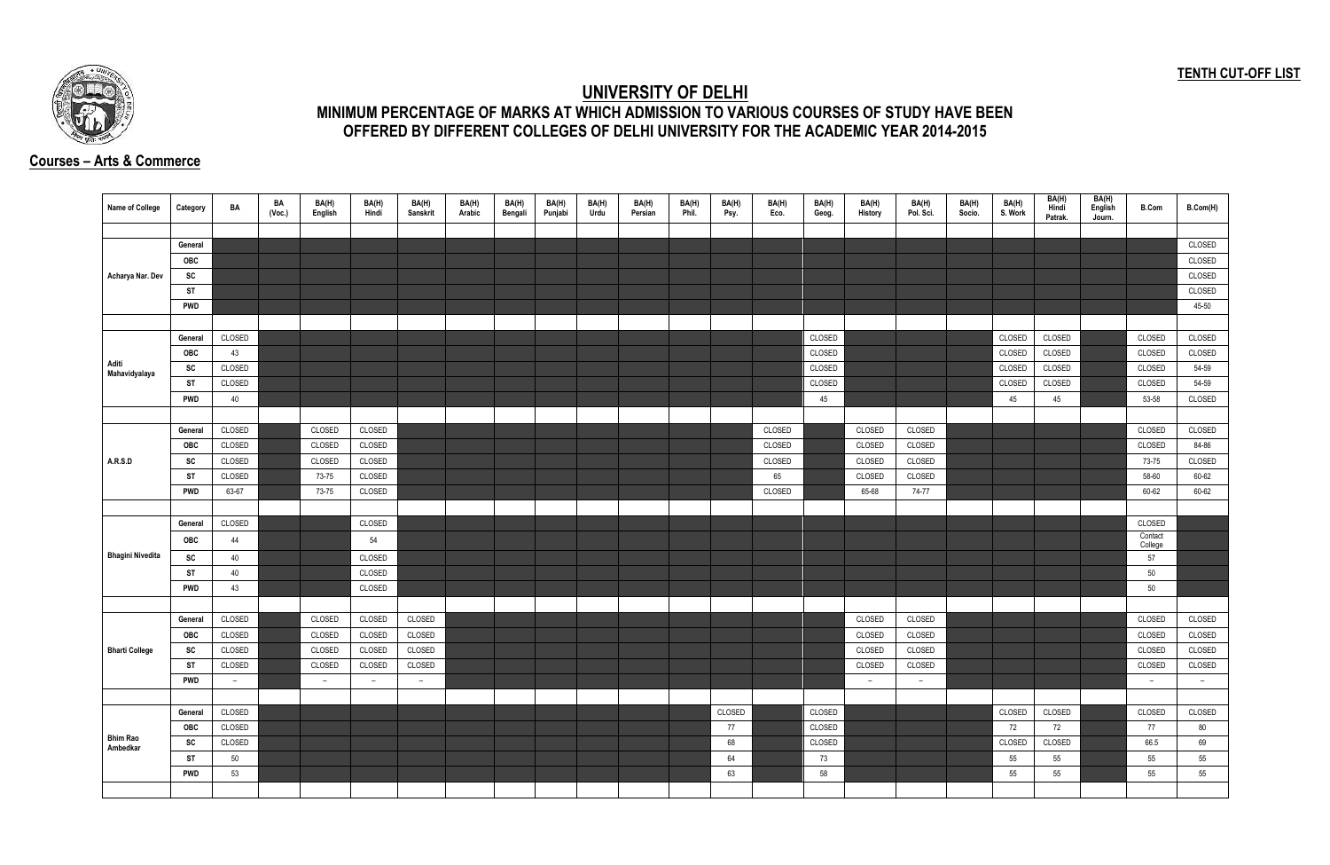**TENTH CUT-OFF LIST**

# UNIVERSITY OF DELHI

## MINIMUM PERCENTAGE OF MARKS AT WHICH ADMISSION TO VARIOUS COURSES OF STUDY HAVE BEEN OFFERED BY DIFFERENT COLLEGES OF DELHI UNIVERSITY FOR THE ACADEMIC YEAR 2014-2015

**Courses – Arts & Commerce**

| Name of College | Category | BA | BA (Voc.) | BA(H) English | BA(H) Hindi | BA(H) Sanskrit | BA(H) Arabic | BA(H) Bengali | BA(H) Punjabi | BA(H) Urdu | BA(H) Persian | BA(H) Phil. | BA(H) Psy. | BA(H) Eco. | BA(H) Geog. | BA(H) History | BA(H) Pol. Sci. | BA(H) Socio. | BA(H) S. Work | BA(H) Hindi Patrak. | BA(H) English Journ. | B.Com | B.Com(H) |
|---|---|---|---|---|---|---|---|---|---|---|---|---|---|---|---|---|---|---|---|---|---|---|---|
| Acharya Nar. Dev | General | | | | | | | | | | | | | | | | | | | | | | CLOSED |
| | OBC | | | | | | | | | | | | | | | | | | | | | | CLOSED |
| | SC | | | | | | | | | | | | | | | | | | | | | | CLOSED |
| | ST | | | | | | | | | | | | | | | | | | | | | | CLOSED |
| | PWD | | | | | | | | | | | | | | | | | | | | | | 45-50 |
| Aditi Mahavidyalaya | General | CLOSED | | | | | | | | | | | | | CLOSED | | | | CLOSED | CLOSED | | CLOSED | CLOSED |
| | OBC | 43 | | | | | | | | | | | | | CLOSED | | | | CLOSED | CLOSED | | CLOSED | CLOSED |
| | SC | CLOSED | | | | | | | | | | | | | CLOSED | | | | CLOSED | CLOSED | | CLOSED | 54-59 |
| | ST | CLOSED | | | | | | | | | | | | | CLOSED | | | | CLOSED | CLOSED | | CLOSED | 54-59 |
| | PWD | 40 | | | | | | | | | | | | | 45 | | | | 45 | 45 | | 53-58 | CLOSED |
| A.R.S.D | General | CLOSED | | CLOSED | CLOSED | | | | | | | | | CLOSED | | CLOSED | CLOSED | | | | | CLOSED | CLOSED |
| | OBC | CLOSED | | CLOSED | CLOSED | | | | | | | | | CLOSED | | CLOSED | CLOSED | | | | | CLOSED | 84-86 |
| | SC | CLOSED | | CLOSED | CLOSED | | | | | | | | | CLOSED | | CLOSED | CLOSED | | | | | 73-75 | CLOSED |
| | ST | CLOSED | | 73-75 | CLOSED | | | | | | | | | 65 | | CLOSED | CLOSED | | | | | 58-60 | 60-62 |
| | PWD | 63-67 | | 73-75 | CLOSED | | | | | | | | | CLOSED | | 65-68 | 74-77 | | | | | 60-62 | 60-62 |
| Bhagini Nivedita | General | CLOSED | | | CLOSED | | | | | | | | | | | | | | | | | CLOSED | |
| | OBC | 44 | | | 54 | | | | | | | | | | | | | | | | | Contact College | |
| | SC | 40 | | | CLOSED | | | | | | | | | | | | | | | | | 57 | |
| | ST | 40 | | | CLOSED | | | | | | | | | | | | | | | | | 50 | |
| | PWD | 43 | | | CLOSED | | | | | | | | | | | | | | | | | 50 | |
| Bharti College | General | CLOSED | | CLOSED | CLOSED | CLOSED | | | | | | | | | | CLOSED | CLOSED | | | | | CLOSED | CLOSED |
| | OBC | CLOSED | | CLOSED | CLOSED | CLOSED | | | | | | | | | | CLOSED | CLOSED | | | | | CLOSED | CLOSED |
| | SC | CLOSED | | CLOSED | CLOSED | CLOSED | | | | | | | | | | CLOSED | CLOSED | | | | | CLOSED | CLOSED |
| | ST | CLOSED | | CLOSED | CLOSED | CLOSED | | | | | | | | | | CLOSED | CLOSED | | | | | CLOSED | CLOSED |
| | PWD | – | | – | – | – | | | | | | | | | | – | – | | | | | – | – |
| Bhim Rao Ambedkar | General | CLOSED | | | | | | | | | | | CLOSED | | CLOSED | | | | CLOSED | CLOSED | | CLOSED | CLOSED |
| | OBC | CLOSED | | | | | | | | | | | 77 | | CLOSED | | | | 72 | 72 | | 77 | 80 |
| | SC | CLOSED | | | | | | | | | | | 68 | | CLOSED | | | | CLOSED | CLOSED | | 66.5 | 69 |
| | ST | 50 | | | | | | | | | | | 64 | | 73 | | | | 55 | 55 | | 55 | 55 |
| | PWD | 53 | | | | | | | | | | | 63 | | 58 | | | | 55 | 55 | | 55 | 55 |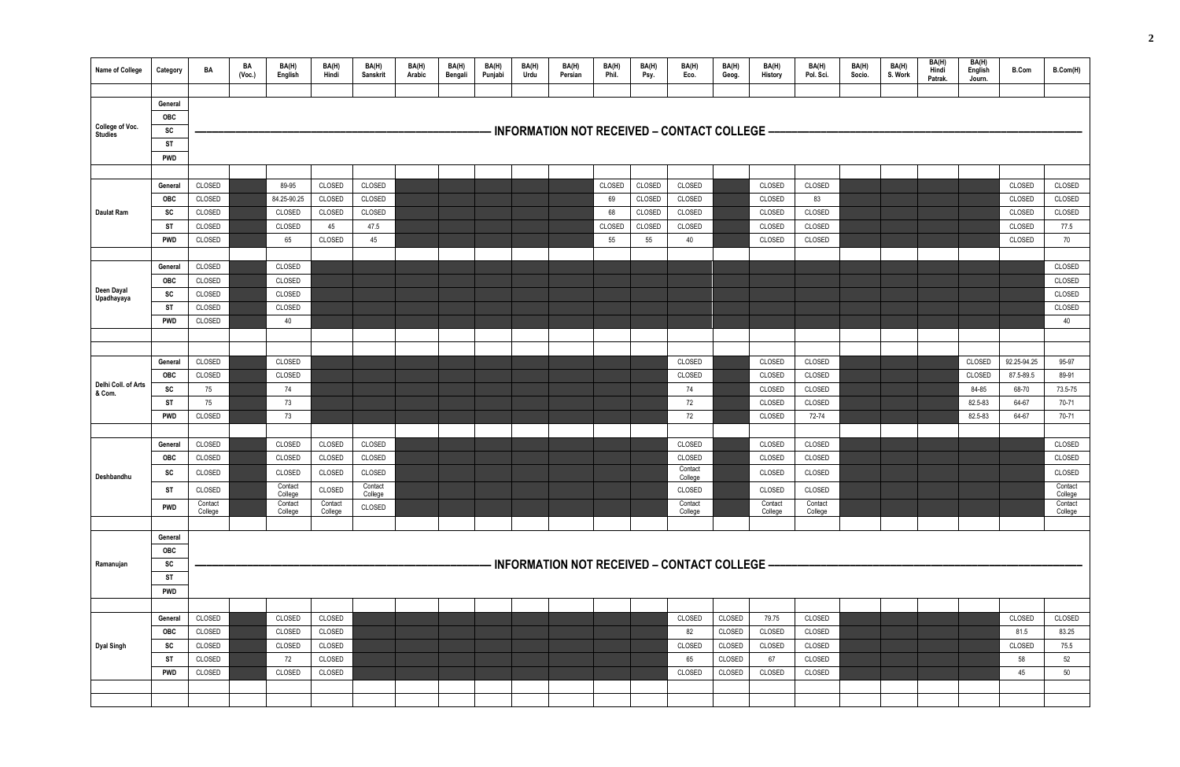| Name of College | Category | BA | BA (Voc.) | BA(H) English | BA(H) Hindi | BA(H) Sanskrit | BA(H) Arabic | BA(H) Bengali | BA(H) Punjabi | BA(H) Urdu | BA(H) Persian | BA(H) Phil. | BA(H) Psy. | BA(H) Eco. | BA(H) Geog. | BA(H) History | BA(H) Pol. Sci. | BA(H) Socio. | BA(H) S. Work | BA(H) Hindi Patrak. | BA(H) English Journ. | B.Com | B.Com(H) |
|---|---|---|---|---|---|---|---|---|---|---|---|---|---|---|---|---|---|---|---|---|---|---|---|
| College of Voc. Studies | General | | | | | | | | | | | | | | | | | | | | | | |
| | OBC | | | | | | | | | | | | | | | | | | | | | | |
| | SC | INFORMATION NOT RECEIVED – CONTACT COLLEGE | | | | | | | | | | | | | | | | | | | | | |
| | ST | | | | | | | | | | | | | | | | | | | | | | |
| | PWD | | | | | | | | | | | | | | | | | | | | | | |
| Daulat Ram | General | CLOSED | | 89-95 | CLOSED | CLOSED | | | | | | CLOSED | CLOSED | CLOSED | | CLOSED | CLOSED | | | | | CLOSED | CLOSED |
| | OBC | CLOSED | | 84.25-90.25 | CLOSED | CLOSED | | | | | | 69 | CLOSED | CLOSED | | CLOSED | 83 | | | | | CLOSED | CLOSED |
| | SC | CLOSED | | CLOSED | CLOSED | CLOSED | | | | | | 68 | CLOSED | CLOSED | | CLOSED | CLOSED | | | | | CLOSED | CLOSED |
| | ST | CLOSED | | CLOSED | 45 | 47.5 | | | | | | CLOSED | CLOSED | CLOSED | | CLOSED | CLOSED | | | | | CLOSED | 77.5 |
| | PWD | CLOSED | | 65 | CLOSED | 45 | | | | | | 55 | 55 | 40 | | CLOSED | CLOSED | | | | | CLOSED | 70 |
| Deen Dayal Upadhayaya | General | CLOSED | | CLOSED | | | | | | | | | | | | | | | | | | | CLOSED |
| | OBC | CLOSED | | CLOSED | | | | | | | | | | | | | | | | | | | CLOSED |
| | SC | CLOSED | | CLOSED | | | | | | | | | | | | | | | | | | | CLOSED |
| | ST | CLOSED | | CLOSED | | | | | | | | | | | | | | | | | | | CLOSED |
| | PWD | CLOSED | | 40 | | | | | | | | | | | | | | | | | | | 40 |
| Delhi Coll. of Arts & Com. | General | CLOSED | | CLOSED | | | | | | | | | | CLOSED | | CLOSED | CLOSED | | | | CLOSED | 92.25-94.25 | 95-97 |
| | OBC | CLOSED | | CLOSED | | | | | | | | | | CLOSED | | CLOSED | CLOSED | | | | CLOSED | 87.5-89.5 | 89-91 |
| | SC | 75 | | 74 | | | | | | | | | | 74 | | CLOSED | CLOSED | | | | 84-85 | 68-70 | 73.5-75 |
| | ST | 75 | | 73 | | | | | | | | | | 72 | | CLOSED | CLOSED | | | | 82.5-83 | 64-67 | 70-71 |
| | PWD | CLOSED | | 73 | | | | | | | | | | 72 | | CLOSED | 72-74 | | | | 82.5-83 | 64-67 | 70-71 |
| Deshbandhu | General | CLOSED | | CLOSED | CLOSED | CLOSED | | | | | | | | CLOSED | | CLOSED | CLOSED | | | | | | CLOSED |
| | OBC | CLOSED | | CLOSED | CLOSED | CLOSED | | | | | | | | CLOSED | | CLOSED | CLOSED | | | | | | CLOSED |
| | SC | CLOSED | | CLOSED | CLOSED | CLOSED | | | | | | | | Contact College | | CLOSED | CLOSED | | | | | | CLOSED |
| | ST | CLOSED | | Contact College | CLOSED | Contact College | | | | | | | | CLOSED | | CLOSED | CLOSED | | | | | | Contact College |
| | PWD | Contact College | | Contact College | Contact College | CLOSED | | | | | | | | Contact College | | Contact College | Contact College | | | | | | Contact College |
| Ramanujan | General | | | | | | | | | | | | | | | | | | | | | | |
| | OBC | | | | | | | | | | | | | | | | | | | | | | |
| | SC | INFORMATION NOT RECEIVED – CONTACT COLLEGE | | | | | | | | | | | | | | | | | | | | | |
| | ST | | | | | | | | | | | | | | | | | | | | | | |
| | PWD | | | | | | | | | | | | | | | | | | | | | | |
| Dyal Singh | General | CLOSED | | CLOSED | CLOSED | | | | | | | | | CLOSED | CLOSED | 79.75 | CLOSED | | | | | CLOSED | CLOSED |
| | OBC | CLOSED | | CLOSED | CLOSED | | | | | | | | | 82 | CLOSED | CLOSED | CLOSED | | | | | 81.5 | 83.25 |
| | SC | CLOSED | | CLOSED | CLOSED | | | | | | | | | CLOSED | CLOSED | CLOSED | CLOSED | | | | | CLOSED | 75.5 |
| | ST | CLOSED | | 72 | CLOSED | | | | | | | | | 65 | CLOSED | 67 | CLOSED | | | | | 58 | 52 |
| | PWD | CLOSED | | CLOSED | CLOSED | | | | | | | | | CLOSED | CLOSED | CLOSED | CLOSED | | | | | 45 | 50 |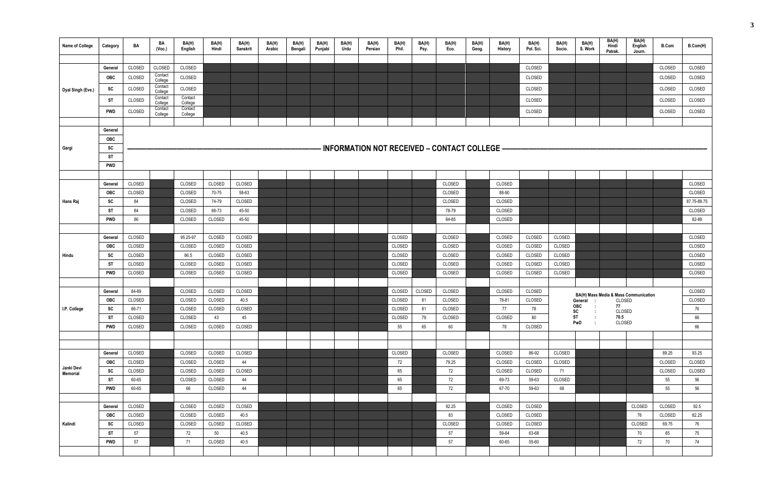| Name of College | Category | BA | BA (Voc.) | BA(H) English | BA(H) Hindi | BA(H) Sanskrit | BA(H) Arabic | BA(H) Bengali | BA(H) Punjabi | BA(H) Urdu | BA(H) Persian | BA(H) Phil. | BA(H) Psy. | BA(H) Eco. | BA(H) Geog. | BA(H) History | BA(H) Pol. Sci. | BA(H) Socio. | BA(H) S. Work | BA(H) Hindi Patrak. | BA(H) English Journ. | B.Com | B.Com(H) |
|---|---|---|---|---|---|---|---|---|---|---|---|---|---|---|---|---|---|---|---|---|---|---|---|
| Dyal Singh (Eve.) | General | CLOSED | CLOSED | CLOSED | | | | | | | | | | | | | CLOSED | | | | | CLOSED | CLOSED |
| | OBC | CLOSED | Contact College | CLOSED | | | | | | | | | | | | | CLOSED | | | | | CLOSED | CLOSED |
| | SC | CLOSED | Contact College | CLOSED | | | | | | | | | | | | | CLOSED | | | | | CLOSED | CLOSED |
| | ST | CLOSED | Contact College | Contact College | | | | | | | | | | | | | CLOSED | | | | | CLOSED | CLOSED |
| | PWD | CLOSED | Contact College | Contact College | | | | | | | | | | | | | CLOSED | | | | | CLOSED | CLOSED |
| Gargi | General | INFORMATION NOT RECEIVED – CONTACT COLLEGE | | | | | | | | | | | | | | | | | | | | | |
| | OBC | | | | | | | | | | | | | | | | | | | | | | |
| | SC | | | | | | | | | | | | | | | | | | | | | | |
| | ST | | | | | | | | | | | | | | | | | | | | | | |
| | PWD | | | | | | | | | | | | | | | | | | | | | | |
| Hans Raj | General | CLOSED | | CLOSED | CLOSED | CLOSED | | | | | | | | CLOSED | | CLOSED | | | | | | | CLOSED |
| | OBC | CLOSED | | CLOSED | 70-75 | 58-63 | | | | | | | | CLOSED | | 88-90 | | | | | | | CLOSED |
| | SC | 84 | | CLOSED | 74-79 | CLOSED | | | | | | | | CLOSED | | CLOSED | | | | | | | 87.75-89.75 |
| | ST | 84 | | CLOSED | 68-73 | 45-50 | | | | | | | | 78-79 | | CLOSED | | | | | | | CLOSED |
| | PWD | 86 | | CLOSED | CLOSED | 45-50 | | | | | | | | 84-85 | | CLOSED | | | | | | | 82-89 |
| Hindu | General | CLOSED | | 95.25-97 | CLOSED | CLOSED | | | | | | CLOSED | | CLOSED | | CLOSED | CLOSED | CLOSED | | | | | CLOSED |
| | OBC | CLOSED | | CLOSED | CLOSED | CLOSED | | | | | | CLOSED | | CLOSED | | CLOSED | CLOSED | CLOSED | | | | | CLOSED |
| | SC | CLOSED | | 86.5 | CLOSED | CLOSED | | | | | | CLOSED | | CLOSED | | CLOSED | CLOSED | CLOSED | | | | | CLOSED |
| | ST | CLOSED | | CLOSED | CLOSED | CLOSED | | | | | | CLOSED | | CLOSED | | CLOSED | CLOSED | CLOSED | | | | | CLOSED |
| | PWD | CLOSED | | CLOSED | CLOSED | CLOSED | | | | | | CLOSED | | CLOSED | | CLOSED | CLOSED | CLOSED | | | | | CLOSED |
| I.P. College | General | 84-89 | | CLOSED | CLOSED | CLOSED | | | | | | CLOSED | CLOSED | CLOSED | | CLOSED | CLOSED | BA(H) Mass Media & Mass Communication General : CLOSED | | | | | CLOSED |
| | OBC | CLOSED | | CLOSED | CLOSED | 40.5 | | | | | | CLOSED | 81 | CLOSED | | 78-81 | CLOSED | OBC : 77 | | | | | CLOSED |
| | SC | 66-71 | | CLOSED | CLOSED | CLOSED | | | | | | CLOSED | 81 | CLOSED | | 77 | 78 | SC : CLOSED | | | | | 76 |
| | ST | CLOSED | | CLOSED | 43 | 45 | | | | | | CLOSED | 79 | CLOSED | | CLOSED | 80 | ST : 70.5 | | | | | 66 |
| | PWD | CLOSED | | CLOSED | CLOSED | CLOSED | | | | | | 55 | 65 | 60 | | 78 | CLOSED | PwD : CLOSED | | | | | 66 |
| Janki Devi Memorial | General | CLOSED | | CLOSED | CLOSED | CLOSED | | | | | | CLOSED | | CLOSED | | CLOSED | 86-92 | CLOSED | | | | 89.25 | 93.25 |
| | OBC | CLOSED | | CLOSED | CLOSED | 44 | | | | | | 72 | | 79.25 | | CLOSED | CLOSED | CLOSED | | | | CLOSED | CLOSED |
| | SC | CLOSED | | CLOSED | CLOSED | CLOSED | | | | | | 65 | | 72 | | CLOSED | CLOSED | 71 | | | | CLOSED | CLOSED |
| | ST | 60-65 | | CLOSED | CLOSED | 44 | | | | | | 65 | | 72 | | 69-73 | 59-63 | CLOSED | | | | 55 | 56 |
| | PWD | 60-65 | | 66 | CLOSED | 44 | | | | | | 65 | | 72 | | 67-70 | 59-63 | 68 | | | | 55 | 56 |
| Kalindi | General | CLOSED | | CLOSED | CLOSED | CLOSED | | | | | | | | 92.25 | | CLOSED | CLOSED | | | | CLOSED | CLOSED | 92.5 |
| | OBC | CLOSED | | CLOSED | CLOSED | 40.5 | | | | | | | | 83 | | CLOSED | CLOSED | | | | 76 | CLOSED | 82.25 |
| | SC | CLOSED | | CLOSED | CLOSED | CLOSED | | | | | | | | CLOSED | | CLOSED | CLOSED | | | | CLOSED | 69.75 | 76 |
| | ST | 57 | | 72 | 50 | 40.5 | | | | | | | | 57 | | 59-64 | 63-68 | | | | 70 | 65 | 75 |
| | PWD | 57 | | 71 | CLOSED | 40.5 | | | | | | | | 57 | | 60-65 | 55-60 | | | | 72 | 70 | 74 |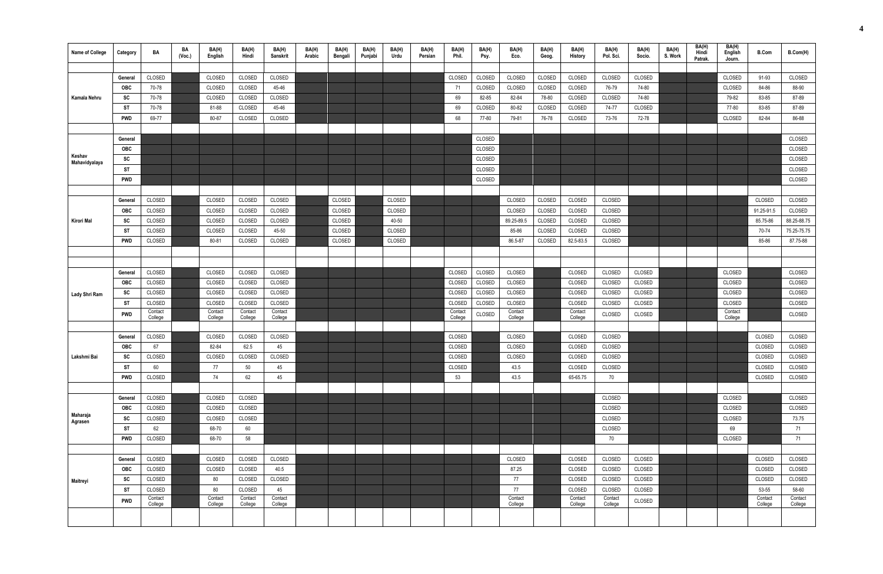| Name of College | Category | BA | BA (Voc.) | BA(H) English | BA(H) Hindi | BA(H) Sanskrit | BA(H) Arabic | BA(H) Bengali | BA(H) Punjabi | BA(H) Urdu | BA(H) Persian | BA(H) Phil. | BA(H) Psy. | BA(H) Eco. | BA(H) Geog. | BA(H) History | BA(H) Pol. Sci. | BA(H) Socio. | BA(H) S. Work | BA(H) Hindi Patrak. | BA(H) English Journ. | B.Com | B.Com(H) |
|---|---|---|---|---|---|---|---|---|---|---|---|---|---|---|---|---|---|---|---|---|---|---|---|
| Kamala Nehru | General | CLOSED | | CLOSED | CLOSED | CLOSED | | | | | | CLOSED | CLOSED | CLOSED | CLOSED | CLOSED | CLOSED | CLOSED | | | CLOSED | 91-93 | CLOSED |
| | OBC | 70-78 | | CLOSED | CLOSED | 45-46 | | | | | | 71 | CLOSED | CLOSED | CLOSED | CLOSED | 76-79 | 74-80 | | | CLOSED | 84-86 | 88-90 |
| | SC | 70-78 | | CLOSED | CLOSED | CLOSED | | | | | | 69 | 82-85 | 82-84 | 78-80 | CLOSED | CLOSED | 74-80 | | | 79-82 | 83-85 | 87-89 |
| | ST | 70-78 | | 81-88 | CLOSED | 45-46 | | | | | | 69 | CLOSED | 80-82 | CLOSED | CLOSED | 74-77 | CLOSED | | | 77-80 | 83-85 | 87-89 |
| | PWD | 69-77 | | 80-87 | CLOSED | CLOSED | | | | | | 68 | 77-80 | 79-81 | 76-78 | CLOSED | 73-76 | 72-78 | | | CLOSED | 82-84 | 86-88 |
| Keshav Mahavidyalaya | General | | | | | | | | | | | | CLOSED | | | | | | | | | | CLOSED |
| | OBC | | | | | | | | | | | | CLOSED | | | | | | | | | | CLOSED |
| | SC | | | | | | | | | | | | CLOSED | | | | | | | | | | CLOSED |
| | ST | | | | | | | | | | | | CLOSED | | | | | | | | | | CLOSED |
| | PWD | | | | | | | | | | | | CLOSED | | | | | | | | | | CLOSED |
| Kirori Mal | General | CLOSED | | CLOSED | CLOSED | CLOSED | | CLOSED | | CLOSED | | | | CLOSED | CLOSED | CLOSED | CLOSED | | | | | CLOSED | CLOSED |
| | OBC | CLOSED | | CLOSED | CLOSED | CLOSED | | CLOSED | | CLOSED | | | | CLOSED | CLOSED | CLOSED | CLOSED | | | | | 91.25-91.5 | CLOSED |
| | SC | CLOSED | | CLOSED | CLOSED | CLOSED | | CLOSED | | 40-50 | | | | 89.25-89.5 | CLOSED | CLOSED | CLOSED | | | | | 85.75-86 | 88.25-88.75 |
| | ST | CLOSED | | CLOSED | CLOSED | 45-50 | | CLOSED | | CLOSED | | | | 85-86 | CLOSED | CLOSED | CLOSED | | | | | 70-74 | 75.25-75.75 |
| | PWD | CLOSED | | 80-81 | CLOSED | CLOSED | | CLOSED | | CLOSED | | | | 86.5-87 | CLOSED | 82.5-83.5 | CLOSED | | | | | 85-86 | 87.75-88 |
| Lady Shri Ram | General | CLOSED | | CLOSED | CLOSED | CLOSED | | | | | | CLOSED | CLOSED | CLOSED | | CLOSED | CLOSED | CLOSED | | | CLOSED | | CLOSED |
| | OBC | CLOSED | | CLOSED | CLOSED | CLOSED | | | | | | CLOSED | CLOSED | CLOSED | | CLOSED | CLOSED | CLOSED | | | CLOSED | | CLOSED |
| | SC | CLOSED | | CLOSED | CLOSED | CLOSED | | | | | | CLOSED | CLOSED | CLOSED | | CLOSED | CLOSED | CLOSED | | | CLOSED | | CLOSED |
| | ST | CLOSED | | CLOSED | CLOSED | CLOSED | | | | | | CLOSED | CLOSED | CLOSED | | CLOSED | CLOSED | CLOSED | | | CLOSED | | CLOSED |
| | PWD | Contact College | | Contact College | Contact College | Contact College | | | | | | Contact College | CLOSED | Contact College | | Contact College | CLOSED | CLOSED | | | Contact College | | CLOSED |
| Lakshmi Bai | General | CLOSED | | CLOSED | CLOSED | CLOSED | | | | | | CLOSED | | CLOSED | | CLOSED | CLOSED | | | | | CLOSED | CLOSED |
| | OBC | 67 | | 82-84 | 62.5 | 45 | | | | | | CLOSED | | CLOSED | | CLOSED | CLOSED | | | | | CLOSED | CLOSED |
| | SC | CLOSED | | CLOSED | CLOSED | CLOSED | | | | | | CLOSED | | CLOSED | | CLOSED | CLOSED | | | | | CLOSED | CLOSED |
| | ST | 60 | | 77 | 50 | 45 | | | | | | CLOSED | | 43.5 | | CLOSED | CLOSED | | | | | CLOSED | CLOSED |
| | PWD | CLOSED | | 74 | 62 | 45 | | | | | | 53 | | 43.5 | | 65-65.75 | 70 | | | | | CLOSED | CLOSED |
| Maharaja Agrasen | General | CLOSED | | CLOSED | CLOSED | | | | | | | | | | | | CLOSED | | | | CLOSED | | CLOSED |
| | OBC | CLOSED | | CLOSED | CLOSED | | | | | | | | | | | | CLOSED | | | | CLOSED | | CLOSED |
| | SC | CLOSED | | CLOSED | CLOSED | | | | | | | | | | | | CLOSED | | | | CLOSED | | 73.75 |
| | ST | 62 | | 68-70 | 60 | | | | | | | | | | | | CLOSED | | | | 69 | | 71 |
| | PWD | CLOSED | | 68-70 | 58 | | | | | | | | | | | | 70 | | | | CLOSED | | 71 |
| Maitreyi | General | CLOSED | | CLOSED | CLOSED | CLOSED | | | | | | | | CLOSED | | CLOSED | CLOSED | CLOSED | | | | CLOSED | CLOSED |
| | OBC | CLOSED | | CLOSED | CLOSED | 40.5 | | | | | | | | 87.25 | | CLOSED | CLOSED | CLOSED | | | | CLOSED | CLOSED |
| | SC | CLOSED | | 80 | CLOSED | CLOSED | | | | | | | | 77 | | CLOSED | CLOSED | CLOSED | | | | CLOSED | CLOSED |
| | ST | CLOSED | | 80 | CLOSED | 45 | | | | | | | | 77 | | CLOSED | CLOSED | CLOSED | | | | 53-55 | 58-60 |
| | PWD | Contact College | | Contact College | Contact College | Contact College | | | | | | | | Contact College | | Contact College | Contact College | CLOSED | | | | Contact College | Contact College |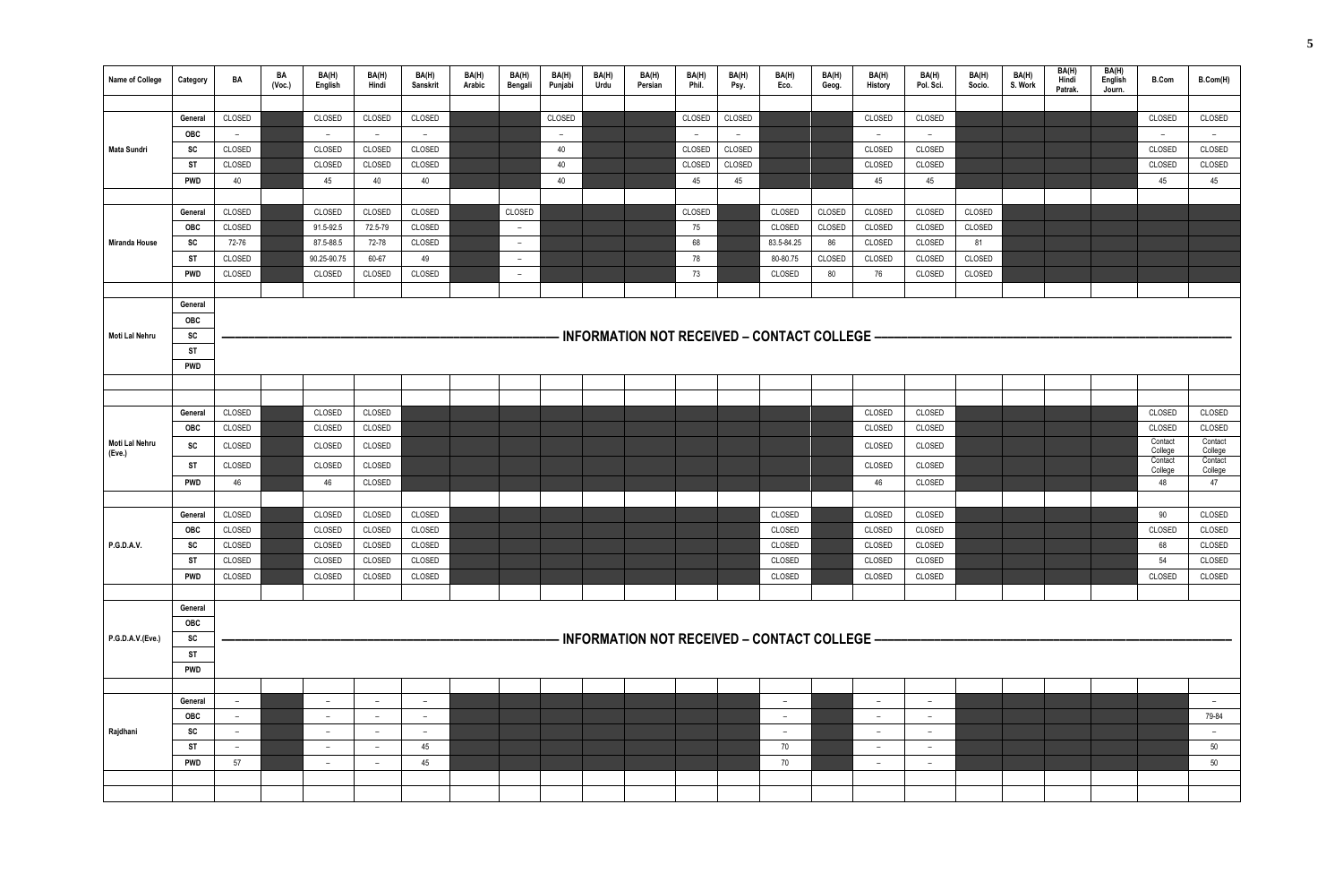| Name of College | Category | BA | BA (Voc.) | BA(H) English | BA(H) Hindi | BA(H) Sanskrit | BA(H) Arabic | BA(H) Bengali | BA(H) Punjabi | BA(H) Urdu | BA(H) Persian | BA(H) Phil. | BA(H) Psy. | BA(H) Eco. | BA(H) Geog. | BA(H) History | BA(H) Pol. Sci. | BA(H) Socio. | BA(H) S. Work | BA(H) Hindi Patrak. | BA(H) English Journ. | B.Com | B.Com(H) |
|---|---|---|---|---|---|---|---|---|---|---|---|---|---|---|---|---|---|---|---|---|---|---|---|
| Mata Sundri | General | CLOSED | | CLOSED | CLOSED | CLOSED | | | CLOSED | | | CLOSED | CLOSED | | | CLOSED | CLOSED | | | | | CLOSED | CLOSED |
| | OBC | – | | – | – | – | | | – | | | – | – | | | – | – | | | | | – | – |
| | SC | CLOSED | | CLOSED | CLOSED | CLOSED | | | 40 | | | CLOSED | CLOSED | | | CLOSED | CLOSED | | | | | CLOSED | CLOSED |
| | ST | CLOSED | | CLOSED | CLOSED | CLOSED | | | 40 | | | CLOSED | CLOSED | | | CLOSED | CLOSED | | | | | CLOSED | CLOSED |
| | PWD | 40 | | 45 | 40 | 40 | | | 40 | | | 45 | 45 | | | 45 | 45 | | | | | 45 | 45 |
| Miranda House | General | CLOSED | | CLOSED | CLOSED | CLOSED | | CLOSED | | | | CLOSED | | CLOSED | CLOSED | CLOSED | CLOSED | CLOSED | | | | | |
| | OBC | CLOSED | | 91.5-92.5 | 72.5-79 | CLOSED | | – | | | | 75 | | CLOSED | CLOSED | CLOSED | CLOSED | CLOSED | | | | | |
| | SC | 72-76 | | 87.5-88.5 | 72-78 | CLOSED | | – | | | | 68 | | 83.5-84.25 | 86 | CLOSED | CLOSED | 81 | | | | | |
| | ST | CLOSED | | 90.25-90.75 | 60-67 | 49 | | – | | | | 78 | | 80-80.75 | CLOSED | CLOSED | CLOSED | CLOSED | | | | | |
| | PWD | CLOSED | | CLOSED | CLOSED | CLOSED | | – | | | | 73 | | CLOSED | 80 | 76 | CLOSED | CLOSED | | | | | |
| Moti Lal Nehru | General | INFORMATION NOT RECEIVED – CONTACT COLLEGE | | | | | | | | | | | | | | | | | | | | | |
| | OBC | | | | | | | | | | | | | | | | | | | | | | |
| | SC | | | | | | | | | | | | | | | | | | | | | | |
| | ST | | | | | | | | | | | | | | | | | | | | | | |
| | PWD | | | | | | | | | | | | | | | | | | | | | | |
| Moti Lal Nehru (Eve.) | General | CLOSED | | CLOSED | CLOSED | | | | | | | | | | | CLOSED | CLOSED | | | | | CLOSED | CLOSED |
| | OBC | CLOSED | | CLOSED | CLOSED | | | | | | | | | | | CLOSED | CLOSED | | | | | CLOSED | CLOSED |
| | SC | CLOSED | | CLOSED | CLOSED | | | | | | | | | | | CLOSED | CLOSED | | | | | Contact College | Contact College |
| | ST | CLOSED | | CLOSED | CLOSED | | | | | | | | | | | CLOSED | CLOSED | | | | | Contact College | Contact College |
| | PWD | 46 | | 46 | CLOSED | | | | | | | | | | | 46 | CLOSED | | | | | 48 | 47 |
| P.G.D.A.V. | General | CLOSED | | CLOSED | CLOSED | CLOSED | | | | | | | | CLOSED | | CLOSED | CLOSED | | | | | 90 | CLOSED |
| | OBC | CLOSED | | CLOSED | CLOSED | CLOSED | | | | | | | | CLOSED | | CLOSED | CLOSED | | | | | CLOSED | CLOSED |
| | SC | CLOSED | | CLOSED | CLOSED | CLOSED | | | | | | | | CLOSED | | CLOSED | CLOSED | | | | | 68 | CLOSED |
| | ST | CLOSED | | CLOSED | CLOSED | CLOSED | | | | | | | | CLOSED | | CLOSED | CLOSED | | | | | 54 | CLOSED |
| | PWD | CLOSED | | CLOSED | CLOSED | CLOSED | | | | | | | | CLOSED | | CLOSED | CLOSED | | | | | CLOSED | CLOSED |
| P.G.D.A.V.(Eve.) | General | INFORMATION NOT RECEIVED – CONTACT COLLEGE | | | | | | | | | | | | | | | | | | | | | |
| | OBC | | | | | | | | | | | | | | | | | | | | | | |
| | SC | | | | | | | | | | | | | | | | | | | | | | |
| | ST | | | | | | | | | | | | | | | | | | | | | | |
| | PWD | | | | | | | | | | | | | | | | | | | | | | |
| Rajdhani | General | – | | – | – | – | | | | | | | | – | | – | – | | | | | | – |
| | OBC | – | | – | – | – | | | | | | | | – | | – | – | | | | | | 79-84 |
| | SC | – | | – | – | – | | | | | | | | – | | – | – | | | | | | – |
| | ST | – | | – | – | 45 | | | | | | | | 70 | | – | – | | | | | | 50 |
| | PWD | 57 | | – | – | 45 | | | | | | | | 70 | | – | – | | | | | | 50 |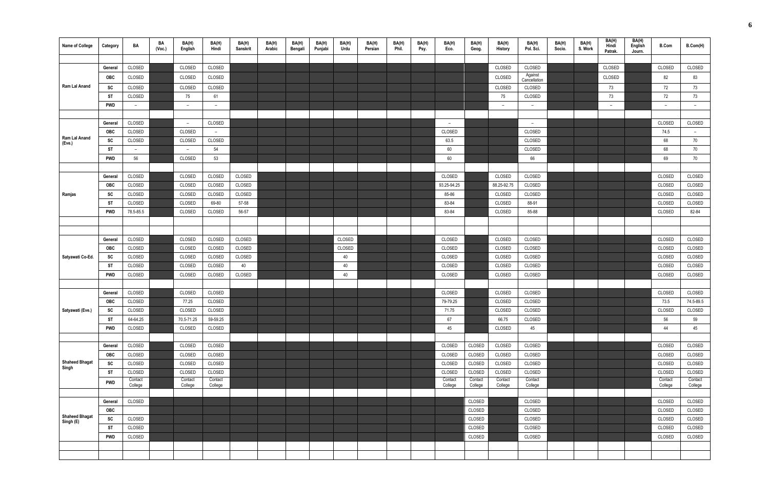| Name of College | Category | BA | BA (Voc.) | BA(H) English | BA(H) Hindi | BA(H) Sanskrit | BA(H) Arabic | BA(H) Bengali | BA(H) Punjabi | BA(H) Urdu | BA(H) Persian | BA(H) Phil. | BA(H) Psy. | BA(H) Eco. | BA(H) Geog. | BA(H) History | BA(H) Pol. Sci. | BA(H) Socio. | BA(H) S. Work | BA(H) Hindi Patrak. | BA(H) English Journ. | B.Com | B.Com(H) |
|---|---|---|---|---|---|---|---|---|---|---|---|---|---|---|---|---|---|---|---|---|---|---|---|
| Ram Lal Anand | General | CLOSED | | CLOSED | CLOSED | | | | | | | | | | | CLOSED | CLOSED | | | CLOSED | | CLOSED | CLOSED |
| | OBC | CLOSED | | CLOSED | CLOSED | | | | | | | | | | | CLOSED | Against Cancellation | | | CLOSED | | 82 | 83 |
| | SC | CLOSED | | CLOSED | CLOSED | | | | | | | | | | | CLOSED | CLOSED | | | 73 | | 72 | 73 |
| | ST | CLOSED | | 75 | 61 | | | | | | | | | | | 75 | CLOSED | | | 73 | | 72 | 73 |
| | PWD | – | | – | – | | | | | | | | | | | – | – | | | – | | – | – |
| Ram Lal Anand (Eve.) | General | CLOSED | | – | CLOSED | | | | | | | | | – | | | – | | | | | CLOSED | CLOSED |
| | OBC | CLOSED | | CLOSED | – | | | | | | | | | CLOSED | | | CLOSED | | | | | 74.5 | – |
| | SC | CLOSED | | CLOSED | CLOSED | | | | | | | | | 63.5 | | | CLOSED | | | | | 68 | 70 |
| | ST | – | | – | 54 | | | | | | | | | 60 | | | CLOSED | | | | | 68 | 70 |
| | PWD | 56 | | CLOSED | 53 | | | | | | | | | 60 | | | 66 | | | | | 69 | 70 |
| Ramjas | General | CLOSED | | CLOSED | CLOSED | CLOSED | | | | | | | | CLOSED | | CLOSED | CLOSED | | | | | CLOSED | CLOSED |
| | OBC | CLOSED | | CLOSED | CLOSED | CLOSED | | | | | | | | 93.25-94.25 | | 88.25-92.75 | CLOSED | | | | | CLOSED | CLOSED |
| | SC | CLOSED | | CLOSED | CLOSED | CLOSED | | | | | | | | 85-86 | | CLOSED | CLOSED | | | | | CLOSED | CLOSED |
| | ST | CLOSED | | CLOSED | 69-80 | 57-58 | | | | | | | | 83-84 | | CLOSED | 88-91 | | | | | CLOSED | CLOSED |
| | PWD | 78.5-85.5 | | CLOSED | CLOSED | 56-57 | | | | | | | | 83-84 | | CLOSED | 85-88 | | | | | CLOSED | 82-84 |
| Satyawati Co-Ed. | General | CLOSED | | CLOSED | CLOSED | CLOSED | | | | CLOSED | | | | CLOSED | | CLOSED | CLOSED | | | | | CLOSED | CLOSED |
| | OBC | CLOSED | | CLOSED | CLOSED | CLOSED | | | | CLOSED | | | | CLOSED | | CLOSED | CLOSED | | | | | CLOSED | CLOSED |
| | SC | CLOSED | | CLOSED | CLOSED | CLOSED | | | | 40 | | | | CLOSED | | CLOSED | CLOSED | | | | | CLOSED | CLOSED |
| | ST | CLOSED | | CLOSED | CLOSED | 40 | | | | 40 | | | | CLOSED | | CLOSED | CLOSED | | | | | CLOSED | CLOSED |
| | PWD | CLOSED | | CLOSED | CLOSED | CLOSED | | | | 40 | | | | CLOSED | | CLOSED | CLOSED | | | | | CLOSED | CLOSED |
| Satyawati (Eve.) | General | CLOSED | | CLOSED | CLOSED | | | | | | | | | CLOSED | | CLOSED | CLOSED | | | | | CLOSED | CLOSED |
| | OBC | CLOSED | | 77.25 | CLOSED | | | | | | | | | 79-79.25 | | CLOSED | CLOSED | | | | | 73.5 | 74.5-89.5 |
| | SC | CLOSED | | CLOSED | CLOSED | | | | | | | | | 71.75 | | CLOSED | CLOSED | | | | | CLOSED | CLOSED |
| | ST | 64-64.25 | | 70.5-71.25 | 59-59.25 | | | | | | | | | 67 | | 66.75 | CLOSED | | | | | 56 | 59 |
| | PWD | CLOSED | | CLOSED | CLOSED | | | | | | | | | 45 | | CLOSED | 45 | | | | | 44 | 45 |
| Shaheed Bhagat Singh | General | CLOSED | | CLOSED | CLOSED | | | | | | | | | CLOSED | CLOSED | CLOSED | CLOSED | | | | | CLOSED | CLOSED |
| | OBC | CLOSED | | CLOSED | CLOSED | | | | | | | | | CLOSED | CLOSED | CLOSED | CLOSED | | | | | CLOSED | CLOSED |
| | SC | CLOSED | | CLOSED | CLOSED | | | | | | | | | CLOSED | CLOSED | CLOSED | CLOSED | | | | | CLOSED | CLOSED |
| | ST | CLOSED | | CLOSED | CLOSED | | | | | | | | | CLOSED | CLOSED | CLOSED | CLOSED | | | | | CLOSED | CLOSED |
| | PWD | Contact College | | Contact College | Contact College | | | | | | | | | Contact College | Contact College | Contact College | Contact College | | | | | Contact College | Contact College |
| Shaheed Bhagat Singh (E) | General | CLOSED | | | | | | | | | | | | | CLOSED | | CLOSED | | | | | CLOSED | CLOSED |
| | OBC | | | | | | | | | | | | | | CLOSED | | CLOSED | | | | | CLOSED | CLOSED |
| | SC | CLOSED | | | | | | | | | | | | | CLOSED | | CLOSED | | | | | CLOSED | CLOSED |
| | ST | CLOSED | | | | | | | | | | | | | CLOSED | | CLOSED | | | | | CLOSED | CLOSED |
| | PWD | CLOSED | | | | | | | | | | | | | CLOSED | | CLOSED | | | | | CLOSED | CLOSED |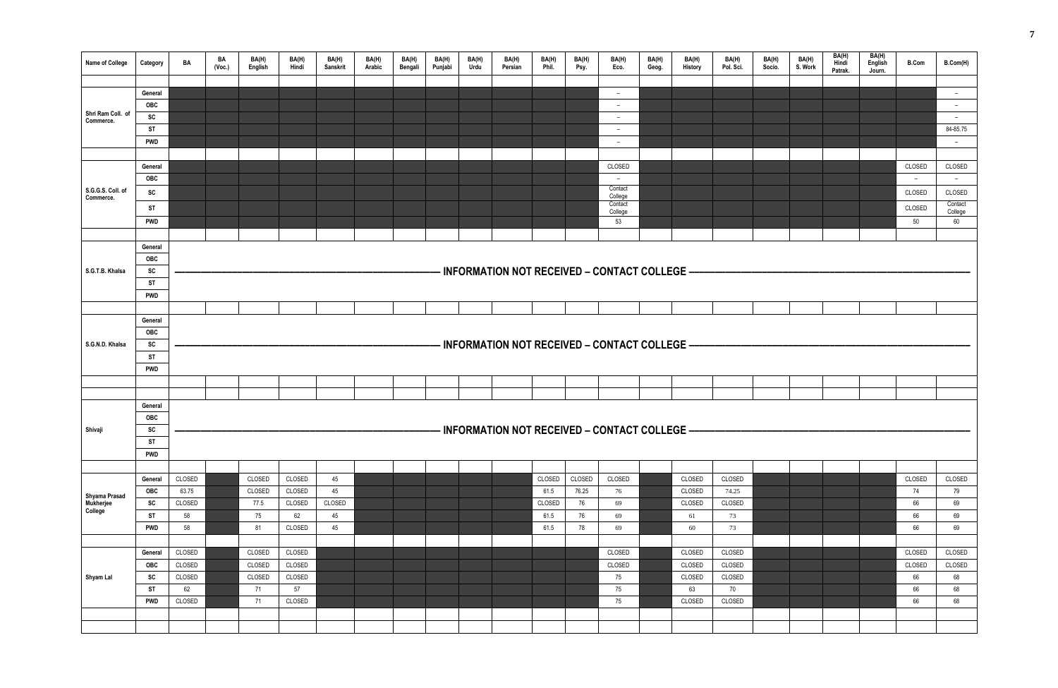| Name of College | Category | BA | BA (Voc.) | BA(H) English | BA(H) Hindi | BA(H) Sanskrit | BA(H) Arabic | BA(H) Bengali | BA(H) Punjabi | BA(H) Urdu | BA(H) Persian | BA(H) Phil. | BA(H) Psy. | BA(H) Eco. | BA(H) Geog. | BA(H) History | BA(H) Pol. Sci. | BA(H) Socio. | BA(H) S. Work | BA(H) Hindi Patrak. | BA(H) English Journ. | B.Com | B.Com(H) |
|---|---|---|---|---|---|---|---|---|---|---|---|---|---|---|---|---|---|---|---|---|---|---|---|
| Shri Ram Coll. of Commerce. | General | | | | | | | | | | | | | – | | | | | | | | | – |
| | OBC | | | | | | | | | | | | | – | | | | | | | | | – |
| | SC | | | | | | | | | | | | | – | | | | | | | | | – |
| | ST | | | | | | | | | | | | | – | | | | | | | | | 84-85.75 |
| | PWD | | | | | | | | | | | | | – | | | | | | | | | – |
| S.G.G.S. Coll. of Commerce. | General | | | | | | | | | | | | | CLOSED | | | | | | | | CLOSED | CLOSED |
| | OBC | | | | | | | | | | | | | – | | | | | | | | – | – |
| | SC | | | | | | | | | | | | | Contact College | | | | | | | | CLOSED | CLOSED |
| | ST | | | | | | | | | | | | | Contact College | | | | | | | | CLOSED | Contact College |
| | PWD | | | | | | | | | | | | | 53 | | | | | | | | 50 | 60 |
| S.G.T.B. Khalsa | General | | | | | | | | | | | | | | | | | | | | | | |
| | OBC | | | | | | | | | | | | | | | | | | | | | | |
| | SC | INFORMATION NOT RECEIVED – CONTACT COLLEGE | | | | | | | | | | | | | | | | | | | | | |
| | ST | | | | | | | | | | | | | | | | | | | | | | |
| | PWD | | | | | | | | | | | | | | | | | | | | | | |
| S.G.N.D. Khalsa | General | | | | | | | | | | | | | | | | | | | | | | |
| | OBC | | | | | | | | | | | | | | | | | | | | | | |
| | SC | INFORMATION NOT RECEIVED – CONTACT COLLEGE | | | | | | | | | | | | | | | | | | | | | |
| | ST | | | | | | | | | | | | | | | | | | | | | | |
| | PWD | | | | | | | | | | | | | | | | | | | | | | |
| Shivaji | General | | | | | | | | | | | | | | | | | | | | | | |
| | OBC | | | | | | | | | | | | | | | | | | | | | | |
| | SC | INFORMATION NOT RECEIVED – CONTACT COLLEGE | | | | | | | | | | | | | | | | | | | | | |
| | ST | | | | | | | | | | | | | | | | | | | | | | |
| | PWD | | | | | | | | | | | | | | | | | | | | | | |
| Shyama Prasad Mukherjee College | General | CLOSED | | CLOSED | CLOSED | 45 | | | | | | CLOSED | CLOSED | CLOSED | | CLOSED | CLOSED | | | | | CLOSED | CLOSED |
| | OBC | 63.75 | | CLOSED | CLOSED | 45 | | | | | | 61.5 | 76.25 | 76 | | CLOSED | 74.25 | | | | | 74 | 79 |
| | SC | CLOSED | | 77.5 | CLOSED | CLOSED | | | | | | CLOSED | 76 | 69 | | CLOSED | CLOSED | | | | | 66 | 69 |
| | ST | 58 | | 75 | 62 | 45 | | | | | | 61.5 | 76 | 69 | | 61 | 73 | | | | | 66 | 69 |
| | PWD | 58 | | 81 | CLOSED | 45 | | | | | | 61.5 | 78 | 69 | | 60 | 73 | | | | | 66 | 69 |
| Shyam Lal | General | CLOSED | | CLOSED | CLOSED | | | | | | | | | CLOSED | | CLOSED | CLOSED | | | | | CLOSED | CLOSED |
| | OBC | CLOSED | | CLOSED | CLOSED | | | | | | | | | CLOSED | | CLOSED | CLOSED | | | | | CLOSED | CLOSED |
| | SC | CLOSED | | CLOSED | CLOSED | | | | | | | | | 75 | | CLOSED | CLOSED | | | | | 66 | 68 |
| | ST | 62 | | 71 | 57 | | | | | | | | | 75 | | 63 | 70 | | | | | 66 | 68 |
| | PWD | CLOSED | | 71 | CLOSED | | | | | | | | | 75 | | CLOSED | CLOSED | | | | | 66 | 68 |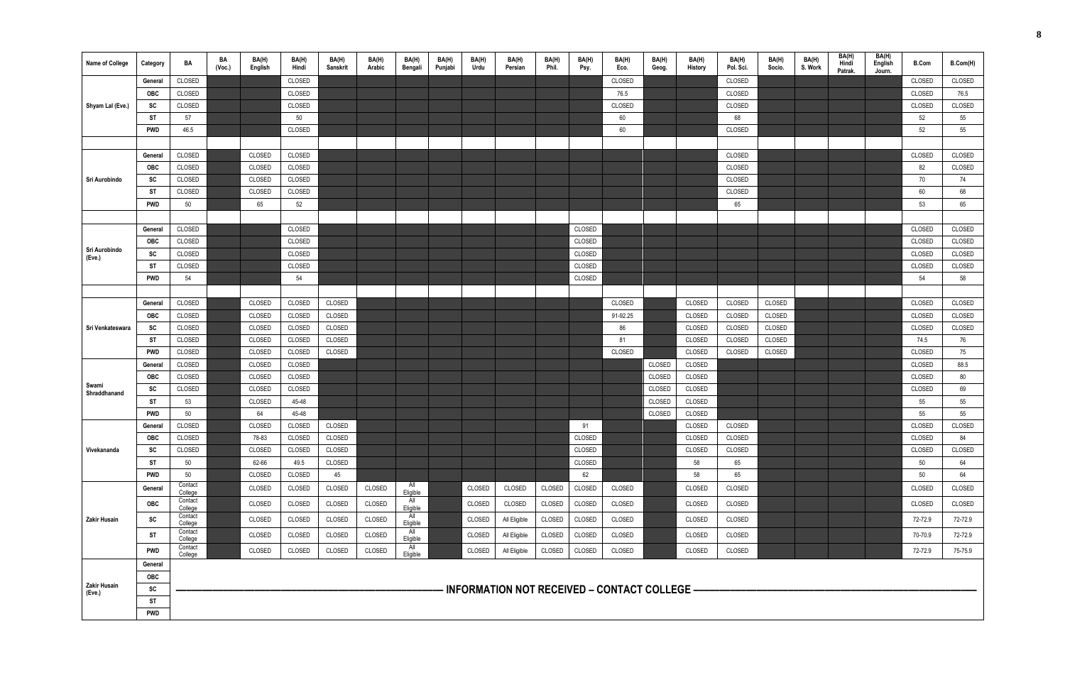| Name of College | Category | BA | BA (Voc.) | BA(H) English | BA(H) Hindi | BA(H) Sanskrit | BA(H) Arabic | BA(H) Bengali | BA(H) Punjabi | BA(H) Urdu | BA(H) Persian | BA(H) Phil. | BA(H) Psy. | BA(H) Eco. | BA(H) Geog. | BA(H) History | BA(H) Pol. Sci. | BA(H) Socio. | BA(H) S. Work | BA(H) Hindi Patrak. | BA(H) English Journ. | B.Com | B.Com(H) |
|---|---|---|---|---|---|---|---|---|---|---|---|---|---|---|---|---|---|---|---|---|---|---|---|
| Shyam Lal (Eve.) | General | CLOSED | | | CLOSED | | | | | | | | | CLOSED | | | CLOSED | | | | | CLOSED | CLOSED |
| | OBC | CLOSED | | | CLOSED | | | | | | | | | 76.5 | | | CLOSED | | | | | CLOSED | 76.5 |
| | SC | CLOSED | | | CLOSED | | | | | | | | | CLOSED | | | CLOSED | | | | | CLOSED | CLOSED |
| | ST | 57 | | | 50 | | | | | | | | | 60 | | | 68 | | | | | 52 | 55 |
| | PWD | 46.5 | | | CLOSED | | | | | | | | | 60 | | | CLOSED | | | | | 52 | 55 |
| | | | | | | | | | | | | | | | | | | | | | | | |
| Sri Aurobindo | General | CLOSED | | CLOSED | CLOSED | | | | | | | | | | | | CLOSED | | | | | CLOSED | CLOSED |
| | OBC | CLOSED | | CLOSED | CLOSED | | | | | | | | | | | | CLOSED | | | | | 82 | CLOSED |
| | SC | CLOSED | | CLOSED | CLOSED | | | | | | | | | | | | CLOSED | | | | | 70 | 74 |
| | ST | CLOSED | | CLOSED | CLOSED | | | | | | | | | | | | CLOSED | | | | | 60 | 68 |
| | PWD | 50 | | 65 | 52 | | | | | | | | | | | | 65 | | | | | 53 | 65 |
| | | | | | | | | | | | | | | | | | | | | | | | |
| Sri Aurobindo (Eve.) | General | CLOSED | | | CLOSED | | | | | | | | CLOSED | | | | | | | | | CLOSED | CLOSED |
| | OBC | CLOSED | | | CLOSED | | | | | | | | CLOSED | | | | | | | | | CLOSED | CLOSED |
| | SC | CLOSED | | | CLOSED | | | | | | | | CLOSED | | | | | | | | | CLOSED | CLOSED |
| | ST | CLOSED | | | CLOSED | | | | | | | | CLOSED | | | | | | | | | CLOSED | CLOSED |
| | PWD | 54 | | | 54 | | | | | | | | CLOSED | | | | | | | | | 54 | 58 |
| | | | | | | | | | | | | | | | | | | | | | | | |
| Sri Venkateswara | General | CLOSED | | CLOSED | CLOSED | CLOSED | | | | | | | | CLOSED | | CLOSED | CLOSED | CLOSED | | | | CLOSED | CLOSED |
| | OBC | CLOSED | | CLOSED | CLOSED | CLOSED | | | | | | | | 91-92.25 | | CLOSED | CLOSED | CLOSED | | | | CLOSED | CLOSED |
| | SC | CLOSED | | CLOSED | CLOSED | CLOSED | | | | | | | | 86 | | CLOSED | CLOSED | CLOSED | | | | CLOSED | CLOSED |
| | ST | CLOSED | | CLOSED | CLOSED | CLOSED | | | | | | | | 81 | | CLOSED | CLOSED | CLOSED | | | | 74.5 | 76 |
| | PWD | CLOSED | | CLOSED | CLOSED | CLOSED | | | | | | | | CLOSED | | CLOSED | CLOSED | CLOSED | | | | CLOSED | 75 |
| Swami Shraddhanand | General | CLOSED | | CLOSED | CLOSED | | | | | | | | | | CLOSED | CLOSED | | | | | | CLOSED | 88.5 |
| | OBC | CLOSED | | CLOSED | CLOSED | | | | | | | | | | CLOSED | CLOSED | | | | | | CLOSED | 80 |
| | SC | CLOSED | | CLOSED | CLOSED | | | | | | | | | | CLOSED | CLOSED | | | | | | CLOSED | 69 |
| | ST | 53 | | CLOSED | 45-48 | | | | | | | | | | CLOSED | CLOSED | | | | | | 55 | 55 |
| | PWD | 50 | | 64 | 45-48 | | | | | | | | | | CLOSED | CLOSED | | | | | | 55 | 55 |
| Vivekananda | General | CLOSED | | CLOSED | CLOSED | CLOSED | | | | | | | 91 | | | CLOSED | CLOSED | | | | | CLOSED | CLOSED |
| | OBC | CLOSED | | 78-83 | CLOSED | CLOSED | | | | | | | CLOSED | | | CLOSED | CLOSED | | | | | CLOSED | 84 |
| | SC | CLOSED | | CLOSED | CLOSED | CLOSED | | | | | | | CLOSED | | | CLOSED | CLOSED | | | | | CLOSED | CLOSED |
| | ST | 50 | | 62-66 | 49.5 | CLOSED | | | | | | | CLOSED | | | 58 | 65 | | | | | 50 | 64 |
| | PWD | 50 | | CLOSED | CLOSED | 45 | | | | | | | 62 | | | 58 | 65 | | | | | 50 | 64 |
| Zakir Husain | General | Contact College | | CLOSED | CLOSED | CLOSED | CLOSED | All Eligible | | CLOSED | CLOSED | CLOSED | CLOSED | CLOSED | | CLOSED | CLOSED | | | | | CLOSED | CLOSED |
| | OBC | Contact College | | CLOSED | CLOSED | CLOSED | CLOSED | All Eligible | | CLOSED | CLOSED | CLOSED | CLOSED | CLOSED | | CLOSED | CLOSED | | | | | CLOSED | CLOSED |
| | SC | Contact College | | CLOSED | CLOSED | CLOSED | CLOSED | All Eligible | | CLOSED | All Eligible | CLOSED | CLOSED | CLOSED | | CLOSED | CLOSED | | | | | 72-72.9 | 72-72.9 |
| | ST | Contact College | | CLOSED | CLOSED | CLOSED | CLOSED | All Eligible | | CLOSED | All Eligible | CLOSED | CLOSED | CLOSED | | CLOSED | CLOSED | | | | | 70-70.9 | 72-72.9 |
| | PWD | Contact College | | CLOSED | CLOSED | CLOSED | CLOSED | All Eligible | | CLOSED | All Eligible | CLOSED | CLOSED | CLOSED | | CLOSED | CLOSED | | | | | 72-72.9 | 75-75.9 |
| Zakir Husain (Eve.) | General | INFORMATION NOT RECEIVED – CONTACT COLLEGE | | | | | | | | | | | | | | | | | | | | | |
| | OBC | | | | | | | | | | | | | | | | | | | | | | |
| | SC | | | | | | | | | | | | | | | | | | | | | | |
| | ST | | | | | | | | | | | | | | | | | | | | | | |
| | PWD | | | | | | | | | | | | | | | | | | | | | | |